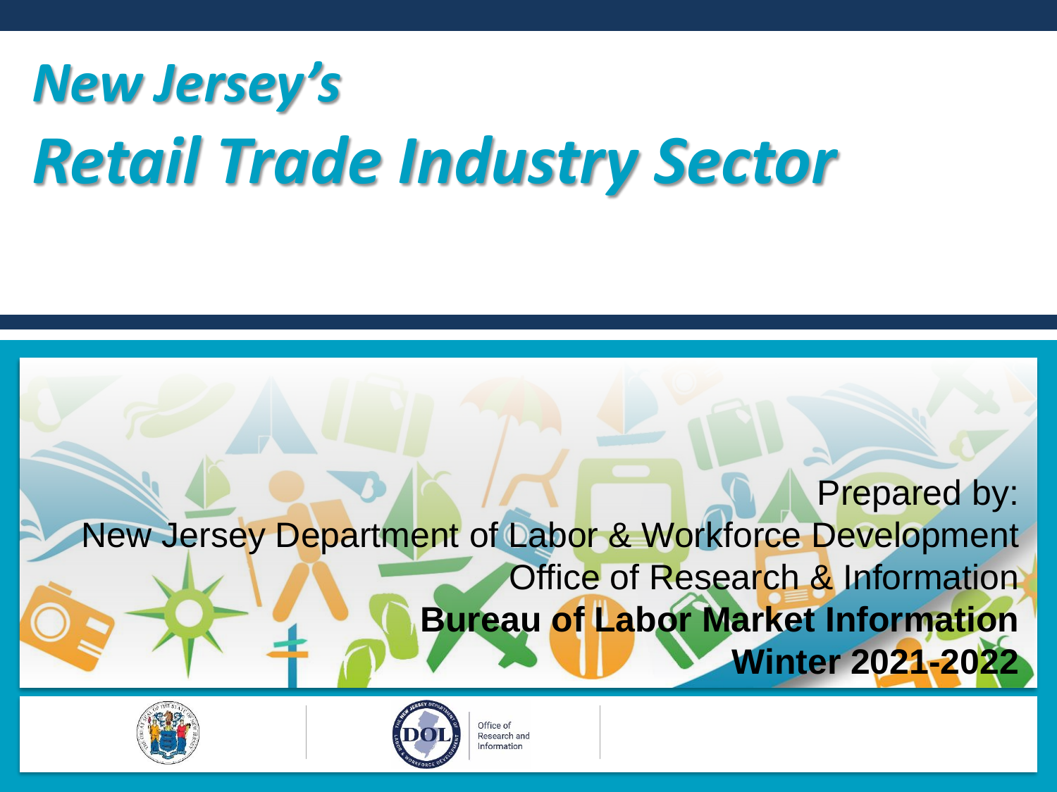# *New Jersey's*
# *Retail Trade Industry Sector*

Prepared by:
New Jersey Department of Labor & Workforce Development
Office of Research & Information
**Bureau of Labor Market Information**
**Winter 2021-2022**

Office of Research and Information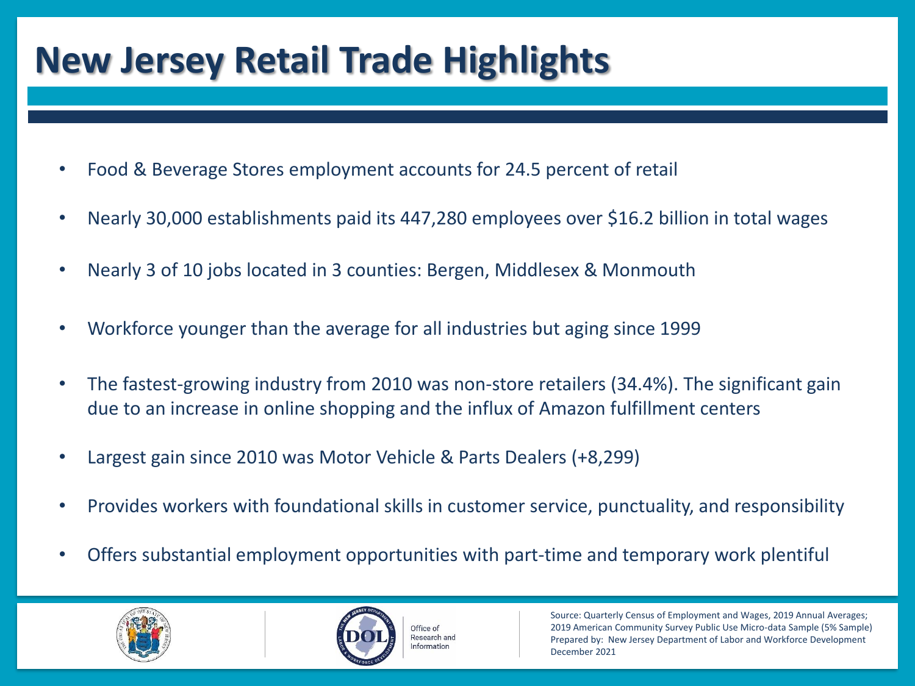# New Jersey Retail Trade Highlights

- Food & Beverage Stores employment accounts for 24.5 percent of retail
- Nearly 30,000 establishments paid its 447,280 employees over $16.2 billion in total wages
- Nearly 3 of 10 jobs located in 3 counties: Bergen, Middlesex & Monmouth
- Workforce younger than the average for all industries but aging since 1999
- The fastest-growing industry from 2010 was non-store retailers (34.4%). The significant gain due to an increase in online shopping and the influx of Amazon fulfillment centers
- Largest gain since 2010 was Motor Vehicle & Parts Dealers (+8,299)
- Provides workers with foundational skills in customer service, punctuality, and responsibility
- Offers substantial employment opportunities with part-time and temporary work plentiful

Office of Research and Information

Source: Quarterly Census of Employment and Wages, 2019 Annual Averages; 2019 American Community Survey Public Use Micro-data Sample (5% Sample)
Prepared by: New Jersey Department of Labor and Workforce Development
December 2021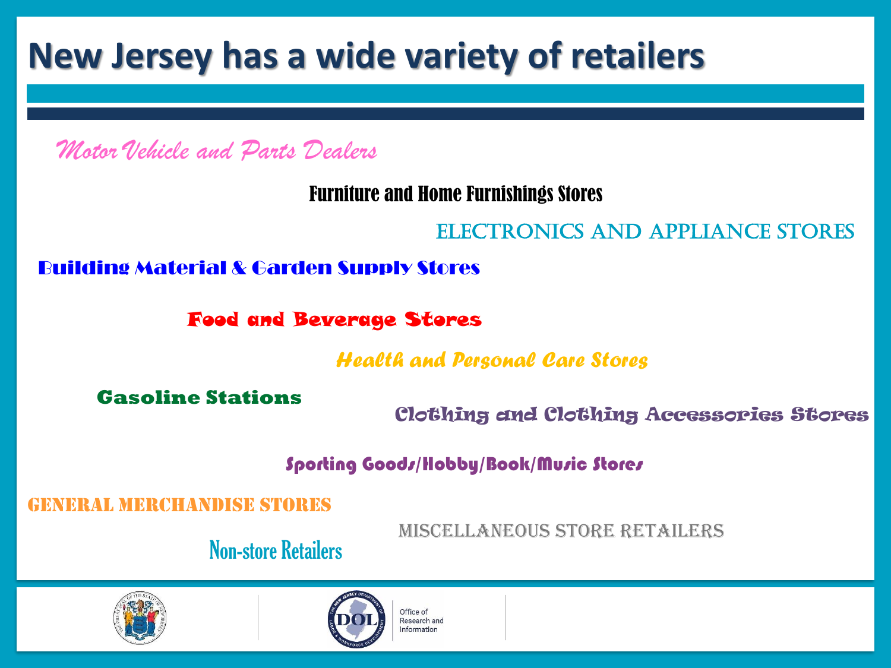# New Jersey has a wide variety of retailers

*Motor Vehicle and Parts Dealers*

Furniture and Home Furnishings Stores

ELECTRONICS AND APPLIANCE STORES

Building Material & Garden Supply Stores

Food and Beverage Stores

*Health and Personal Care Stores*

Gasoline Stations

Clothing and Clothing Accessories Stores

Sporting Goods/Hobby/Book/Music Stores

GENERAL MERCHANDISE STORES

MISCELLANEOUS STORE RETAILERS

Non-store Retailers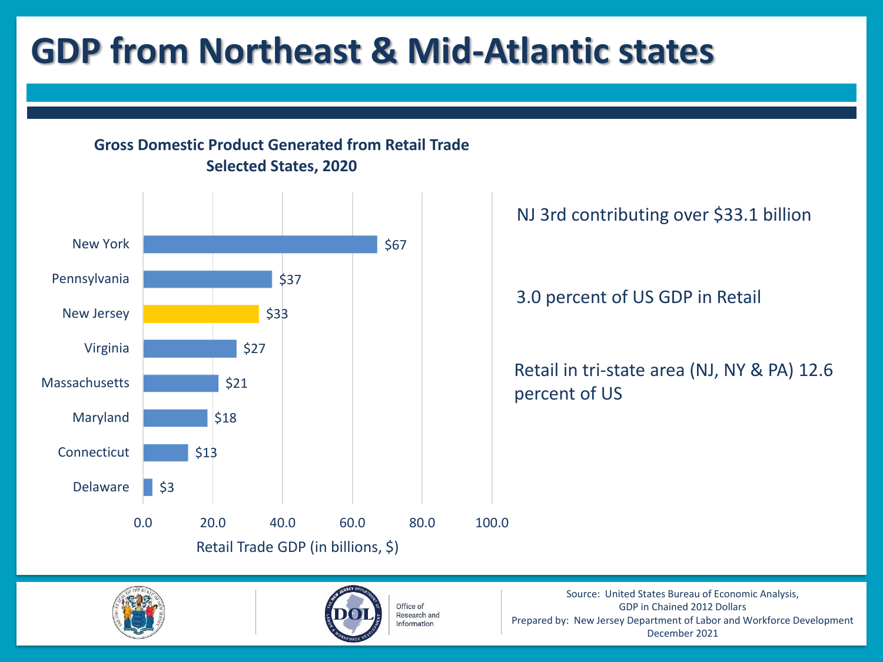# GDP from Northeast & Mid-Atlantic states

**Gross Domestic Product Generated from Retail Trade**
**Selected States, 2020**

| State | Retail Trade GDP (in billions, $) |
|---|---|
| New York | $67 |
| Pennsylvania | $37 |
| New Jersey | $33 |
| Virginia | $27 |
| Massachusetts | $21 |
| Maryland | $18 |
| Connecticut | $13 |
| Delaware | $3 |

NJ 3rd contributing over $33.1 billion

3.0 percent of US GDP in Retail

Retail in tri-state area (NJ, NY & PA) 12.6 percent of US

Office of Research and Information

Source: United States Bureau of Economic Analysis, GDP in Chained 2012 Dollars
Prepared by: New Jersey Department of Labor and Workforce Development
December 2021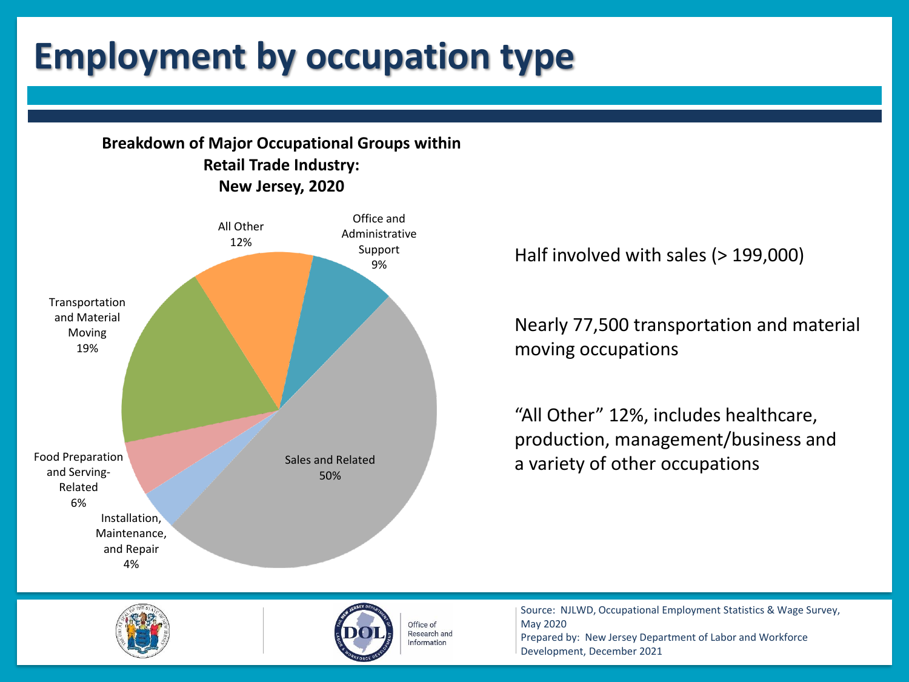# Employment by occupation type

**Breakdown of Major Occupational Groups within Retail Trade Industry: New Jersey, 2020**

| Occupational Group | Share |
| --- | --- |
| Sales and Related | 50% |
| Transportation and Material Moving | 19% |
| All Other | 12% |
| Office and Administrative Support | 9% |
| Food Preparation and Serving-Related | 6% |
| Installation, Maintenance, and Repair | 4% |

Half involved with sales (> 199,000)

Nearly 77,500 transportation and material moving occupations

"All Other" 12%, includes healthcare, production, management/business and a variety of other occupations

Source: NJLWD, Occupational Employment Statistics & Wage Survey, May 2020
Prepared by: New Jersey Department of Labor and Workforce Development, December 2021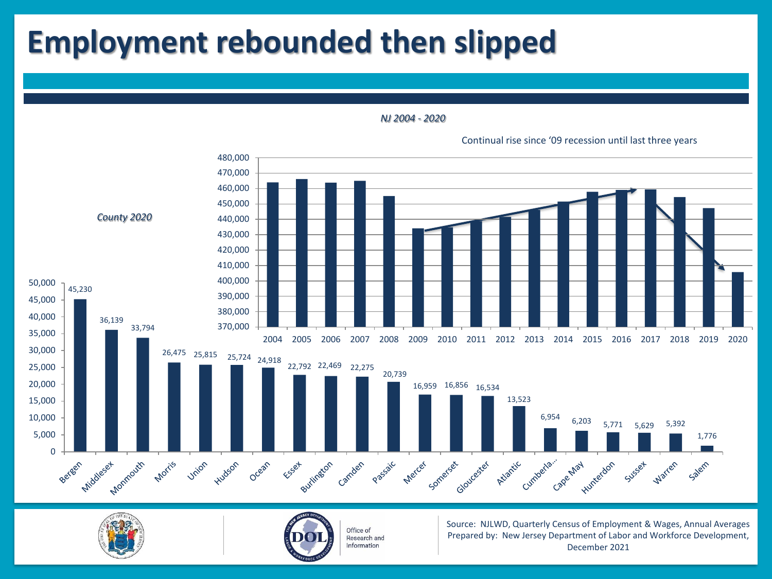# Employment rebounded then slipped

*NJ 2004 - 2020*

Continual rise since '09 recession until last three years

| Year | Employment |
|---|---|
| 2004 | ~464,000 |
| 2005 | ~466,000 |
| 2006 | ~464,000 |
| 2007 | ~465,000 |
| 2008 | ~455,000 |
| 2009 | ~434,000 |
| 2010 | ~435,000 |
| 2011 | ~439,000 |
| 2012 | ~441,000 |
| 2013 | ~446,000 |
| 2014 | ~451,000 |
| 2015 | ~458,000 |
| 2016 | ~459,000 |
| 2017 | ~459,000 |
| 2018 | ~454,000 |
| 2019 | ~447,000 |
| 2020 | ~406,000 |

*County 2020*

| County | Employment |
|---|---|
| Bergen | 45,230 |
| Middlesex | 36,139 |
| Monmouth | 33,794 |
| Morris | 26,475 |
| Union | 25,815 |
| Hudson | 25,724 |
| Ocean | 24,918 |
| Essex | 22,792 |
| Burlington | 22,469 |
| Camden | 22,275 |
| Passaic | 20,739 |
| Mercer | 16,959 |
| Somerset | 16,856 |
| Gloucester | 16,534 |
| Atlantic | 13,523 |
| Cumberla... | 6,954 |
| Cape May | 6,203 |
| Hunterdon | 5,771 |
| Sussex | 5,629 |
| Warren | 5,392 |
| Salem | 1,776 |

Office of Research and Information

Source: NJLWD, Quarterly Census of Employment & Wages, Annual Averages
Prepared by: New Jersey Department of Labor and Workforce Development, December 2021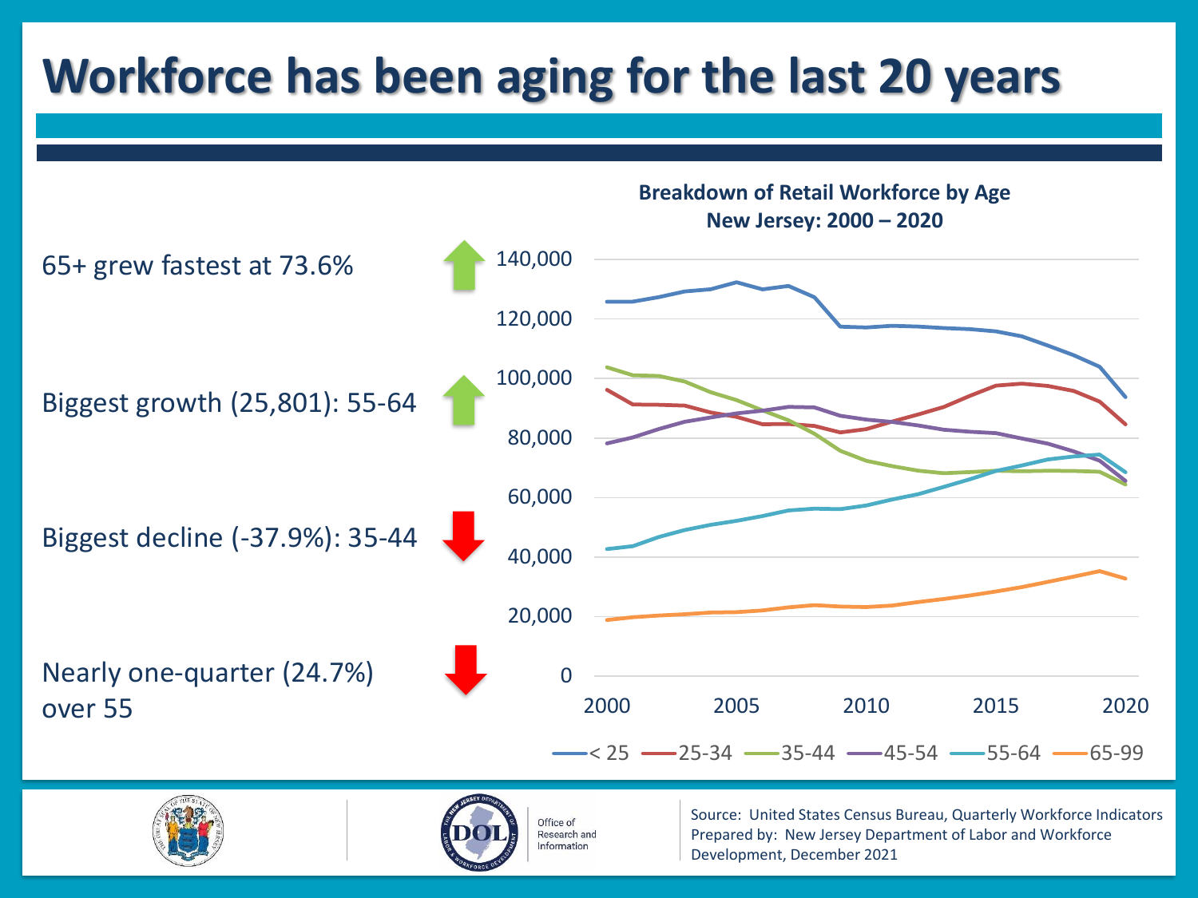# Workforce has been aging for the last 20 years

65+ grew fastest at 73.6%

Biggest growth (25,801): 55-64

Biggest decline (-37.9%): 35-44

Nearly one-quarter (24.7%) over 55

**Breakdown of Retail Workforce by Age**
**New Jersey: 2000 – 2020**

Legend: < 25, 25-34, 35-44, 45-54, 55-64, 65-99

Source: United States Census Bureau, Quarterly Workforce Indicators
Prepared by: New Jersey Department of Labor and Workforce Development, December 2021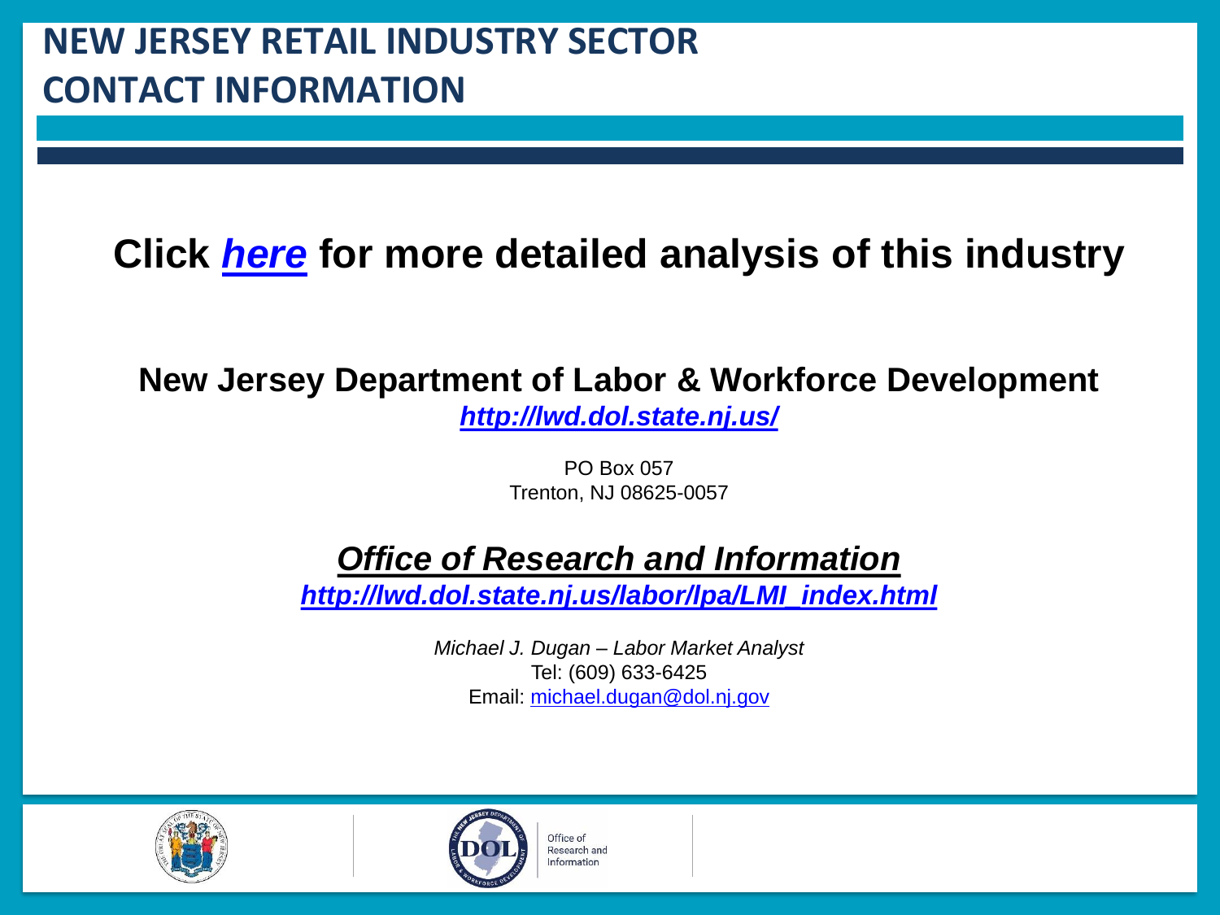# NEW JERSEY RETAIL INDUSTRY SECTOR CONTACT INFORMATION

**Click *here* for more detailed analysis of this industry**

**New Jersey Department of Labor & Workforce Development**

***http://lwd.dol.state.nj.us/***

PO Box 057
Trenton, NJ 08625-0057

***Office of Research and Information***

***http://lwd.dol.state.nj.us/labor/lpa/LMI_index.html***

*Michael J. Dugan – Labor Market Analyst*
Tel: (609) 633-6425
Email: michael.dugan@dol.nj.gov

Office of Research and Information